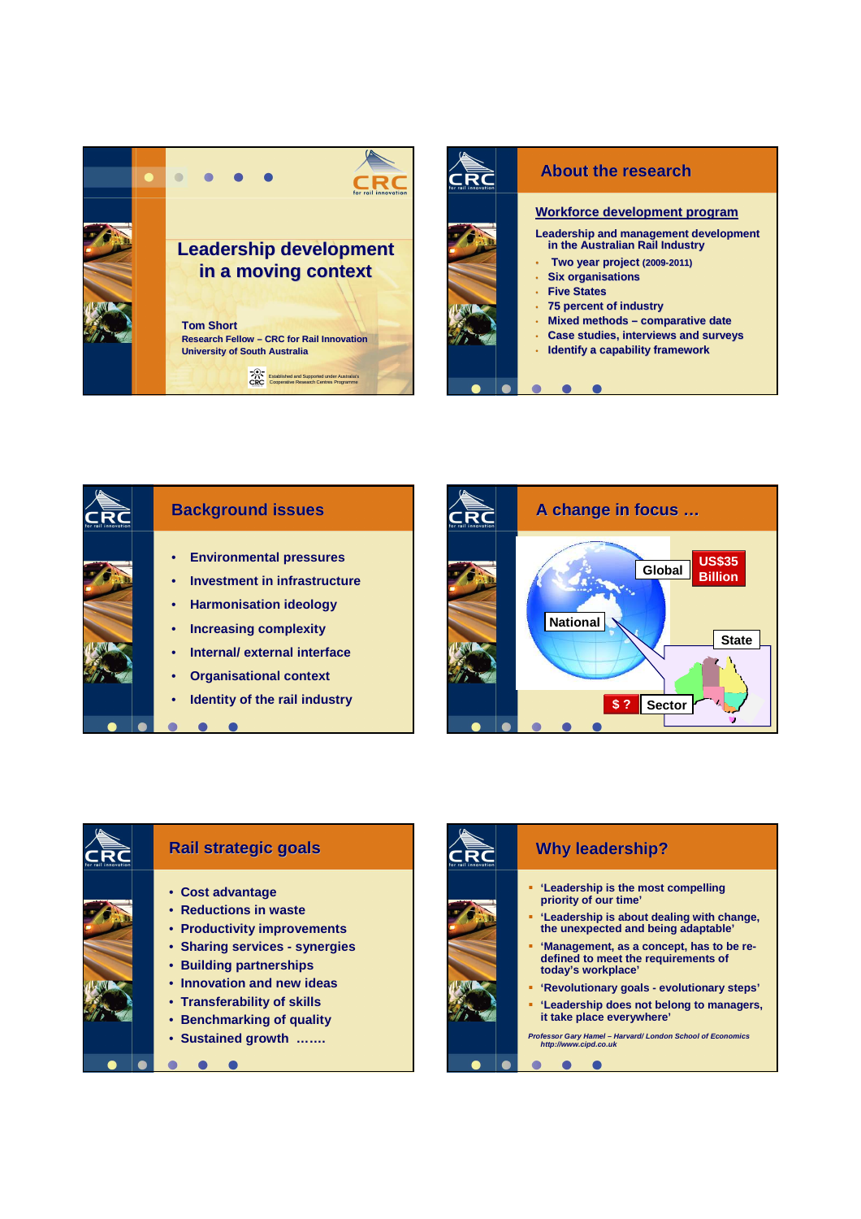# Leadership development in a moving context

**Tom Short**
Research Fellow – CRC for Rail Innovation
University of South Australia

Established and Supported under Australia's Cooperative Research Centres Programme

## About the research

**Workforce development program**

Leadership and management development in the Australian Rail Industry

- Two year project (2009-2011)
- Six organisations
- Five States
- 75 percent of industry
- Mixed methods – comparative date
- Case studies, interviews and surveys
- Identify a capability framework

## Background issues

- Environmental pressures
- Investment in infrastructure
- Harmonisation ideology
- Increasing complexity
- Internal/ external interface
- Organisational context
- Identity of the rail industry

## A change in focus …

Global

US$35 Billion

National

State

$ ?

Sector

## Rail strategic goals

- Cost advantage
- Reductions in waste
- Productivity improvements
- Sharing services - synergies
- Building partnerships
- Innovation and new ideas
- Transferability of skills
- Benchmarking of quality
- Sustained growth …….

## Why leadership?

- 'Leadership is the most compelling priority of our time'
- 'Leadership is about dealing with change, the unexpected and being adaptable'
- 'Management, as a concept, has to be re-defined to meet the requirements of today's workplace'
- 'Revolutionary goals - evolutionary steps'
- 'Leadership does not belong to managers, it take place everywhere'

*Professor Gary Hamel – Harvard/ London School of Economics*
*http://www.cipd.co.uk*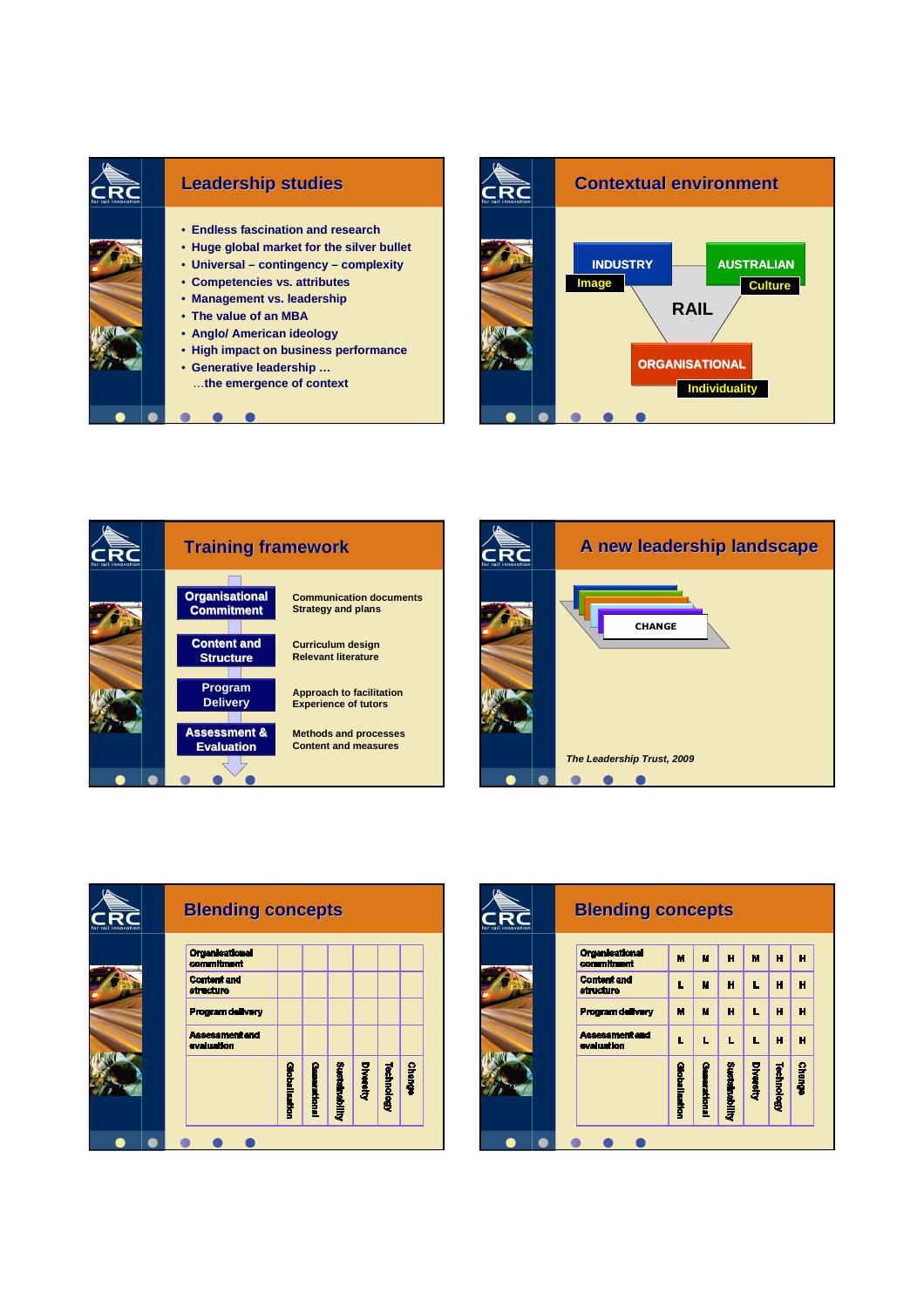## Leadership studies

- Endless fascination and research
- Huge global market for the silver bullet
- Universal – contingency – complexity
- Competencies vs. attributes
- Management vs. leadership
- The value of an MBA
- Anglo/ American ideology
- High impact on business performance
- Generative leadership …
  …the emergence of context

## Contextual environment

INDUSTRY
Image

AUSTRALIAN
Culture

RAIL

ORGANISATIONAL
Individuality

## Training framework

| | |
|---|---|
| Organisational Commitment | Communication documents<br>Strategy and plans |
| Content and Structure | Curriculum design<br>Relevant literature |
| Program Delivery | Approach to facilitation<br>Experience of tutors |
| Assessment & Evaluation | Methods and processes<br>Content and measures |

## A new leadership landscape

CHANGE

*The Leadership Trust, 2009*

## Blending concepts

| | Globalisation | Generational | Sustainability | Diversity | Technology | Change |
|---|---|---|---|---|---|---|
| Organisational commitment | | | | | | |
| Content and structure | | | | | | |
| Program delivery | | | | | | |
| Assessment and evaluation | | | | | | |

## Blending concepts

| | Globalisation | Generational | Sustainability | Diversity | Technology | Change |
|---|---|---|---|---|---|---|
| Organisational commitment | M | M | H | M | H | H |
| Content and structure | L | M | H | L | H | H |
| Program delivery | M | M | H | L | H | H |
| Assessment and evaluation | L | L | L | L | H | H |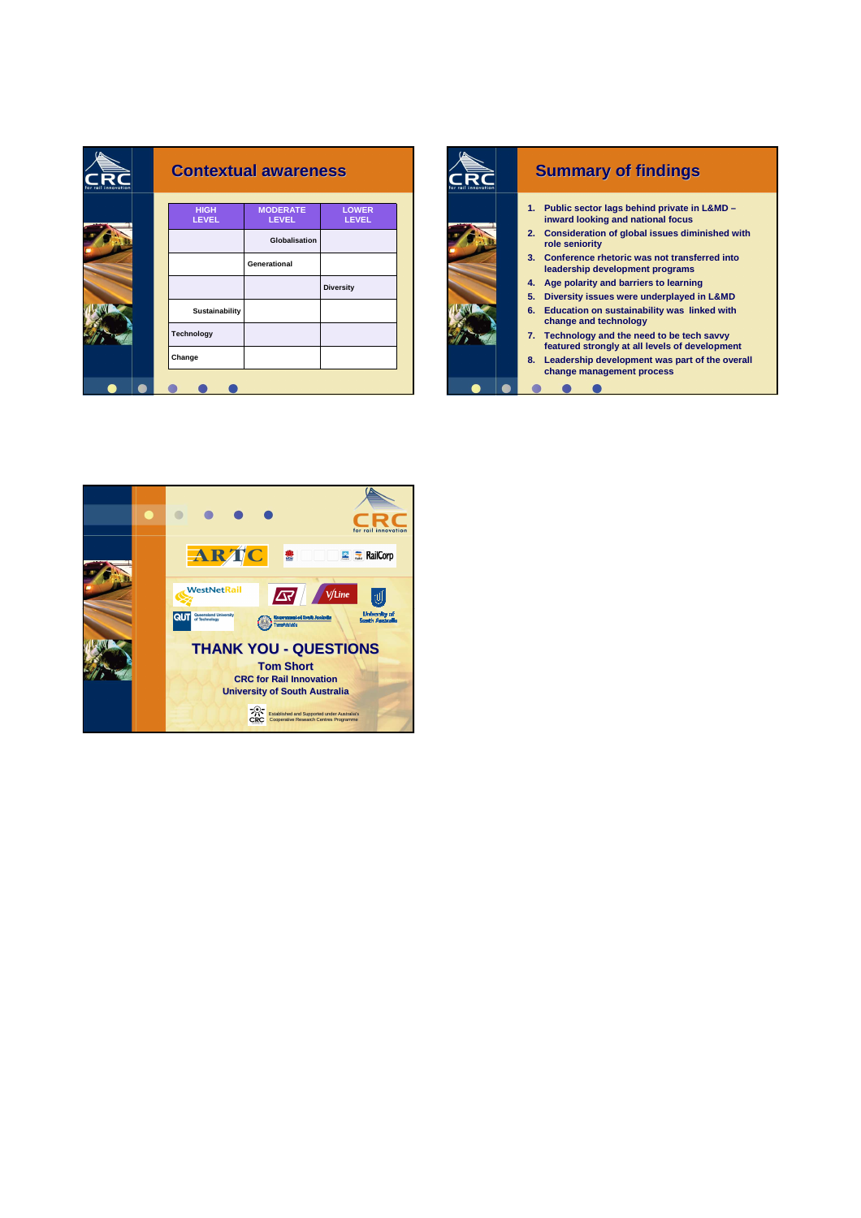## Contextual awareness

| HIGH LEVEL | MODERATE LEVEL | LOWER LEVEL |
|---|---|---|
| | Globalisation | |
| | Generational | |
| | | Diversity |
| Sustainability | | |
| Technology | | |
| Change | | |

## Summary of findings

1. Public sector lags behind private in L&MD – inward looking and national focus
2. Consideration of global issues diminished with role seniority
3. Conference rhetoric was not transferred into leadership development programs
4. Age polarity and barriers to learning
5. Diversity issues were underplayed in L&MD
6. Education on sustainability was linked with change and technology
7. Technology and the need to be tech savvy featured strongly at all levels of development
8. Leadership development was part of the overall change management process

CRC for rail innovation

ARTC

RailCorp

WestNetRail

V/Line

QUT Queensland University of Technology

Government of South Australia

University of South Australia

## THANK YOU - QUESTIONS

**Tom Short**
**CRC for Rail Innovation**
**University of South Australia**

Established and Supported under Australia's Cooperative Research Centres Programme